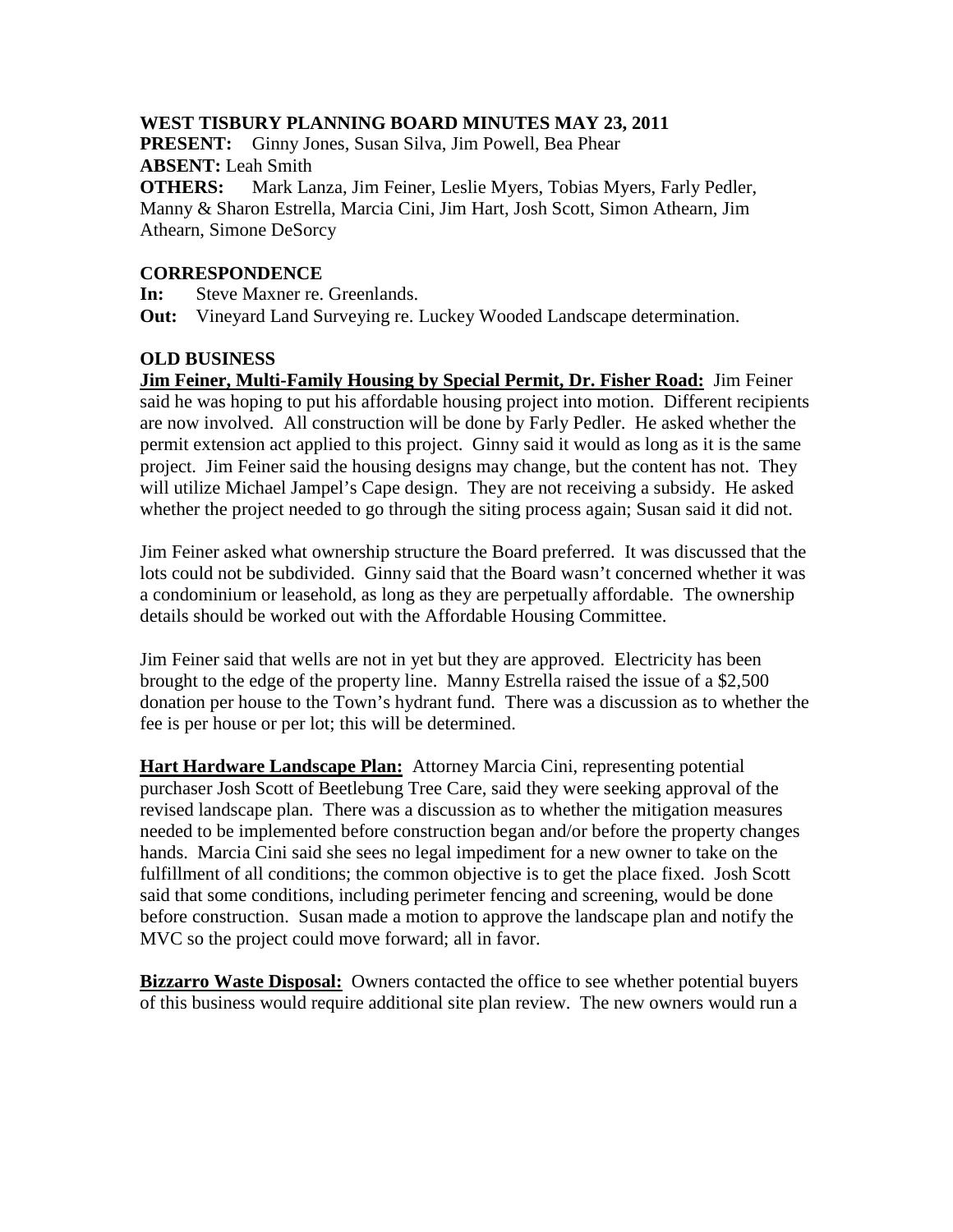# WEST TISBURY PLANNING BOARD MINUTES MAY 23, 2011

**PRESENT:** Ginny Jones, Susan Silva, Jim Powell, Bea Phear
**ABSENT:** Leah Smith
**OTHERS:** Mark Lanza, Jim Feiner, Leslie Myers, Tobias Myers, Farly Pedler, Manny & Sharon Estrella, Marcia Cini, Jim Hart, Josh Scott, Simon Athearn, Jim Athearn, Simone DeSorcy

## CORRESPONDENCE

**In:** Steve Maxner re. Greenlands.
**Out:** Vineyard Land Surveying re. Luckey Wooded Landscape determination.

## OLD BUSINESS

**Jim Feiner, Multi-Family Housing by Special Permit, Dr. Fisher Road:** Jim Feiner said he was hoping to put his affordable housing project into motion. Different recipients are now involved. All construction will be done by Farly Pedler. He asked whether the permit extension act applied to this project. Ginny said it would as long as it is the same project. Jim Feiner said the housing designs may change, but the content has not. They will utilize Michael Jampel's Cape design. They are not receiving a subsidy. He asked whether the project needed to go through the siting process again; Susan said it did not.

Jim Feiner asked what ownership structure the Board preferred. It was discussed that the lots could not be subdivided. Ginny said that the Board wasn't concerned whether it was a condominium or leasehold, as long as they are perpetually affordable. The ownership details should be worked out with the Affordable Housing Committee.

Jim Feiner said that wells are not in yet but they are approved. Electricity has been brought to the edge of the property line. Manny Estrella raised the issue of a $2,500 donation per house to the Town's hydrant fund. There was a discussion as to whether the fee is per house or per lot; this will be determined.

**Hart Hardware Landscape Plan:** Attorney Marcia Cini, representing potential purchaser Josh Scott of Beetlebung Tree Care, said they were seeking approval of the revised landscape plan. There was a discussion as to whether the mitigation measures needed to be implemented before construction began and/or before the property changes hands. Marcia Cini said she sees no legal impediment for a new owner to take on the fulfillment of all conditions; the common objective is to get the place fixed. Josh Scott said that some conditions, including perimeter fencing and screening, would be done before construction. Susan made a motion to approve the landscape plan and notify the MVC so the project could move forward; all in favor.

**Bizzarro Waste Disposal:** Owners contacted the office to see whether potential buyers of this business would require additional site plan review. The new owners would run a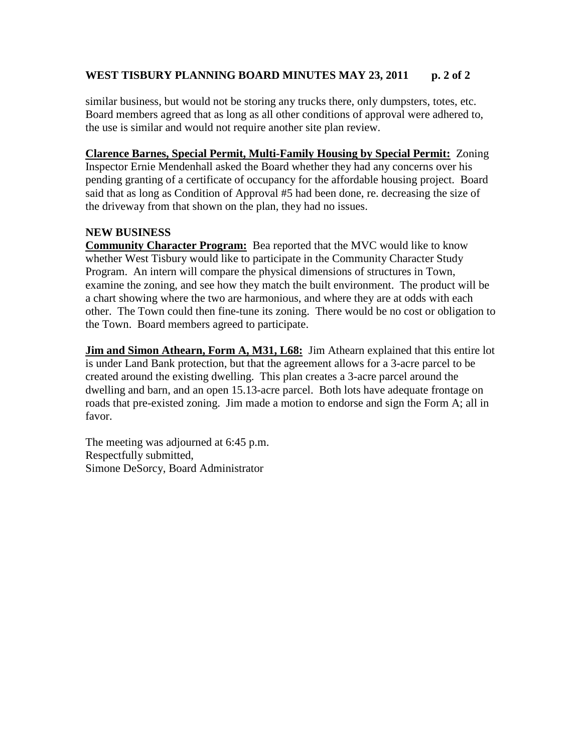similar business, but would not be storing any trucks there, only dumpsters, totes, etc. Board members agreed that as long as all other conditions of approval were adhered to, the use is similar and would not require another site plan review.

**Clarence Barnes, Special Permit, Multi-Family Housing by Special Permit:** Zoning Inspector Ernie Mendenhall asked the Board whether they had any concerns over his pending granting of a certificate of occupancy for the affordable housing project. Board said that as long as Condition of Approval #5 had been done, re. decreasing the size of the driveway from that shown on the plan, they had no issues.

**NEW BUSINESS**

**Community Character Program:** Bea reported that the MVC would like to know whether West Tisbury would like to participate in the Community Character Study Program. An intern will compare the physical dimensions of structures in Town, examine the zoning, and see how they match the built environment. The product will be a chart showing where the two are harmonious, and where they are at odds with each other. The Town could then fine-tune its zoning. There would be no cost or obligation to the Town. Board members agreed to participate.

**Jim and Simon Athearn, Form A, M31, L68:** Jim Athearn explained that this entire lot is under Land Bank protection, but that the agreement allows for a 3-acre parcel to be created around the existing dwelling. This plan creates a 3-acre parcel around the dwelling and barn, and an open 15.13-acre parcel. Both lots have adequate frontage on roads that pre-existed zoning. Jim made a motion to endorse and sign the Form A; all in favor.

The meeting was adjourned at 6:45 p.m.
Respectfully submitted,
Simone DeSorcy, Board Administrator